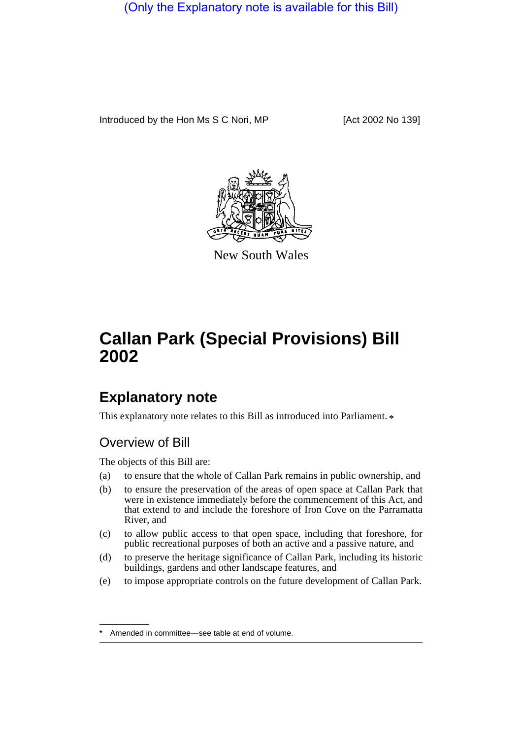(Only the Explanatory note is available for this Bill)

Introduced by the Hon Ms S C Nori, MP [Act 2002 No 139]

New South Wales

# Callan Park (Special Provisions) Bill 2002

## Explanatory note

This explanatory note relates to this Bill as introduced into Parliament. *

### Overview of Bill

The objects of this Bill are:

(a) to ensure that the whole of Callan Park remains in public ownership, and

(b) to ensure the preservation of the areas of open space at Callan Park that were in existence immediately before the commencement of this Act, and that extend to and include the foreshore of Iron Cove on the Parramatta River, and

(c) to allow public access to that open space, including that foreshore, for public recreational purposes of both an active and a passive nature, and

(d) to preserve the heritage significance of Callan Park, including its historic buildings, gardens and other landscape features, and

(e) to impose appropriate controls on the future development of Callan Park.

* Amended in committee—see table at end of volume.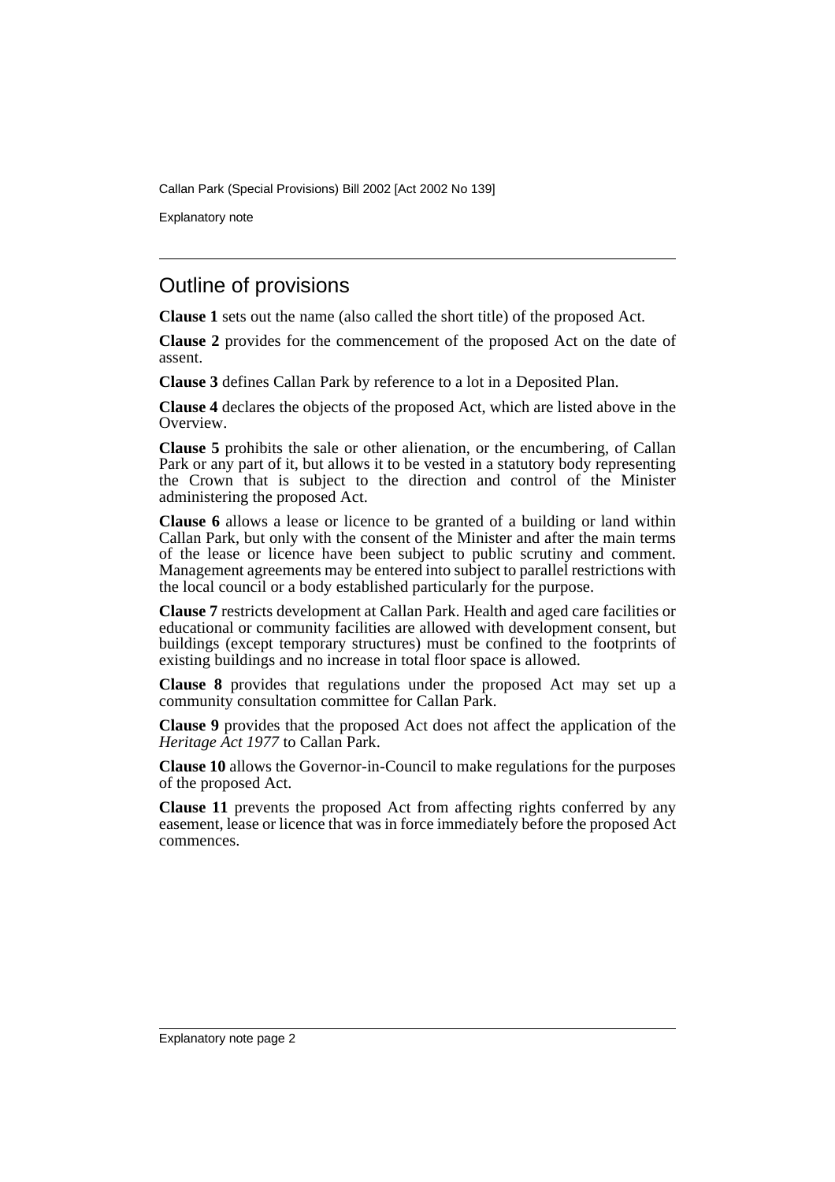## Outline of provisions

**Clause 1** sets out the name (also called the short title) of the proposed Act.

**Clause 2** provides for the commencement of the proposed Act on the date of assent.

**Clause 3** defines Callan Park by reference to a lot in a Deposited Plan.

**Clause 4** declares the objects of the proposed Act, which are listed above in the Overview.

**Clause 5** prohibits the sale or other alienation, or the encumbering, of Callan Park or any part of it, but allows it to be vested in a statutory body representing the Crown that is subject to the direction and control of the Minister administering the proposed Act.

**Clause 6** allows a lease or licence to be granted of a building or land within Callan Park, but only with the consent of the Minister and after the main terms of the lease or licence have been subject to public scrutiny and comment. Management agreements may be entered into subject to parallel restrictions with the local council or a body established particularly for the purpose.

**Clause 7** restricts development at Callan Park. Health and aged care facilities or educational or community facilities are allowed with development consent, but buildings (except temporary structures) must be confined to the footprints of existing buildings and no increase in total floor space is allowed.

**Clause 8** provides that regulations under the proposed Act may set up a community consultation committee for Callan Park.

**Clause 9** provides that the proposed Act does not affect the application of the *Heritage Act 1977* to Callan Park.

**Clause 10** allows the Governor-in-Council to make regulations for the purposes of the proposed Act.

**Clause 11** prevents the proposed Act from affecting rights conferred by any easement, lease or licence that was in force immediately before the proposed Act commences.